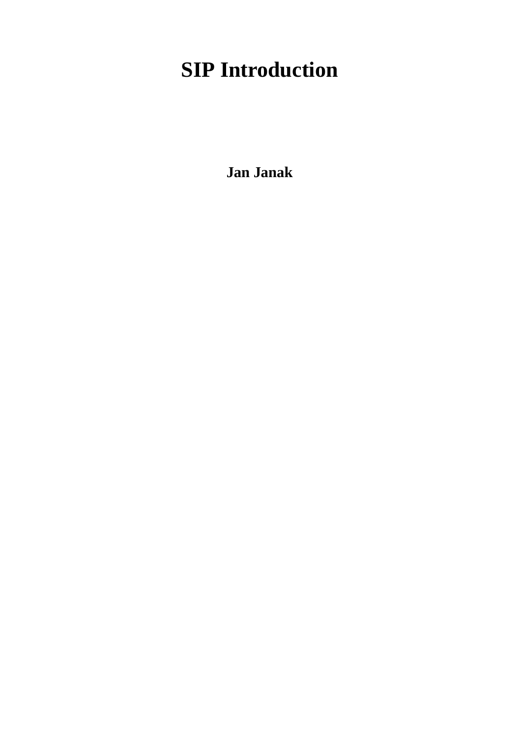# SIP Introduction

**Jan Janak**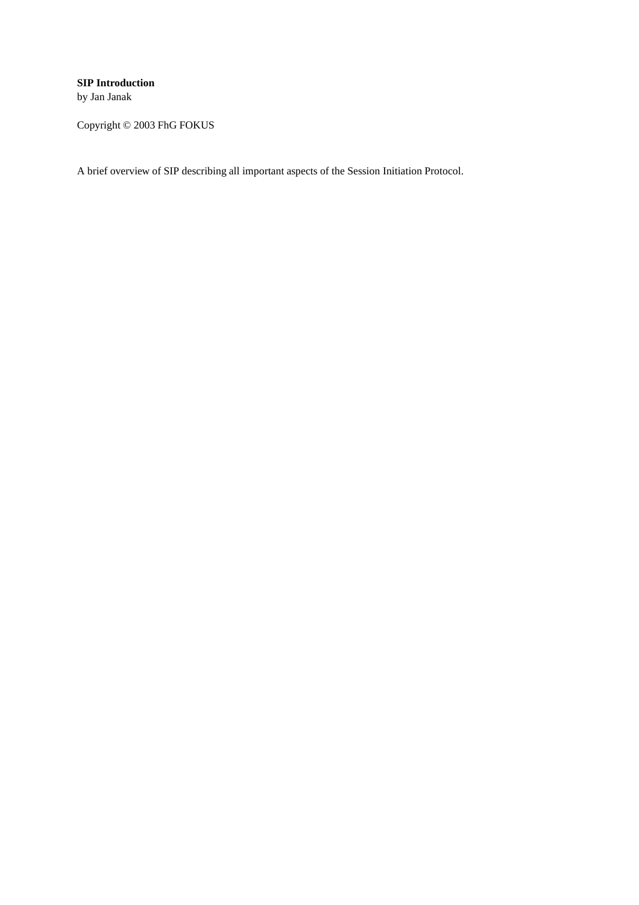**SIP Introduction**
by Jan Janak

Copyright © 2003 FhG FOKUS

A brief overview of SIP describing all important aspects of the Session Initiation Protocol.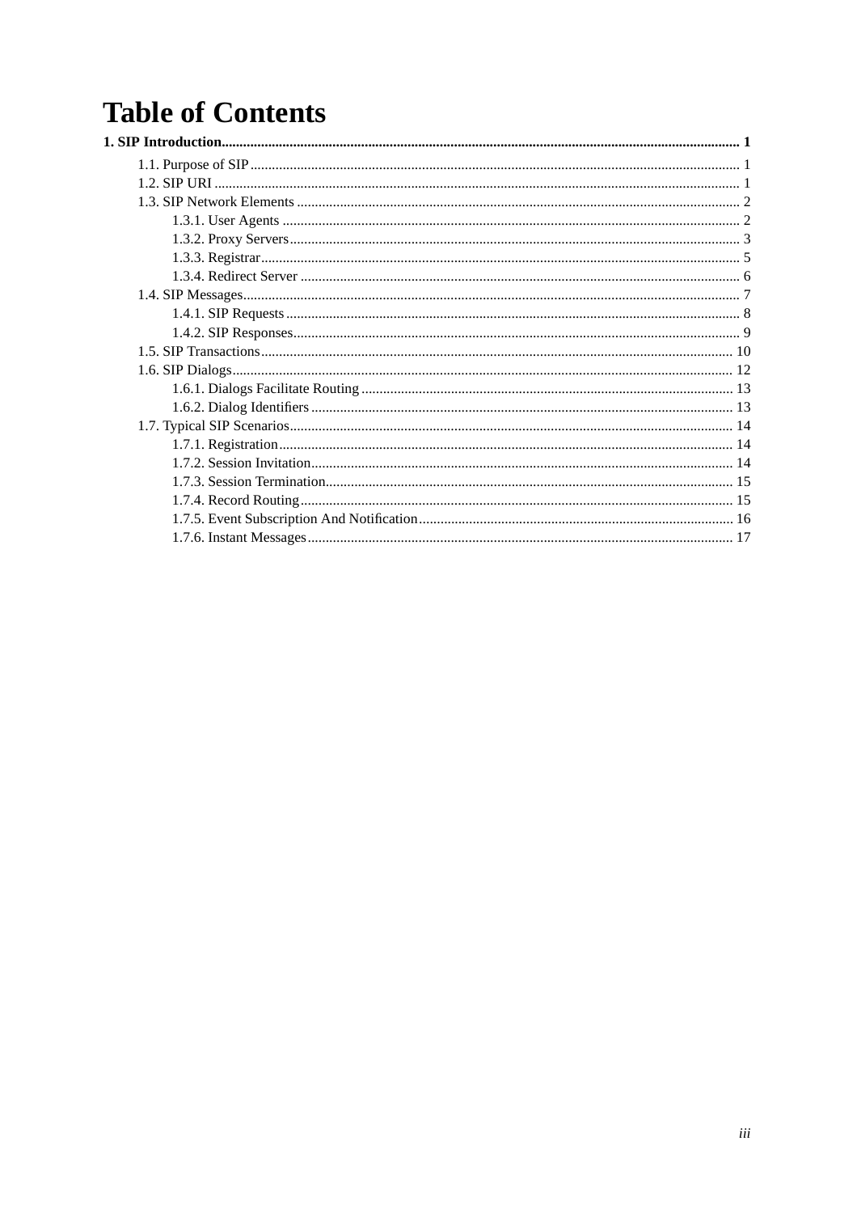# Table of Contents

**1. SIP Introduction................................................................................................ 1**

- 1.1. Purpose of SIP ........................................................................................ 1
- 1.2. SIP URI ................................................................................................. 1
- 1.3. SIP Network Elements ............................................................................ 2
  - 1.3.1. User Agents ................................................................................. 2
  - 1.3.2. Proxy Servers .............................................................................. 3
  - 1.3.3. Registrar ...................................................................................... 5
  - 1.3.4. Redirect Server ........................................................................... 6
- 1.4. SIP Messages ......................................................................................... 7
  - 1.4.1. SIP Requests ............................................................................... 8
  - 1.4.2. SIP Responses ............................................................................. 9
- 1.5. SIP Transactions ................................................................................... 10
- 1.6. SIP Dialogs ........................................................................................... 12
  - 1.6.1. Dialogs Facilitate Routing ......................................................... 13
  - 1.6.2. Dialog Identifiers ....................................................................... 13
- 1.7. Typical SIP Scenarios ........................................................................... 14
  - 1.7.1. Registration ............................................................................... 14
  - 1.7.2. Session Invitation ...................................................................... 14
  - 1.7.3. Session Termination .................................................................. 15
  - 1.7.4. Record Routing .......................................................................... 15
  - 1.7.5. Event Subscription And Notification ......................................... 16
  - 1.7.6. Instant Messages ....................................................................... 17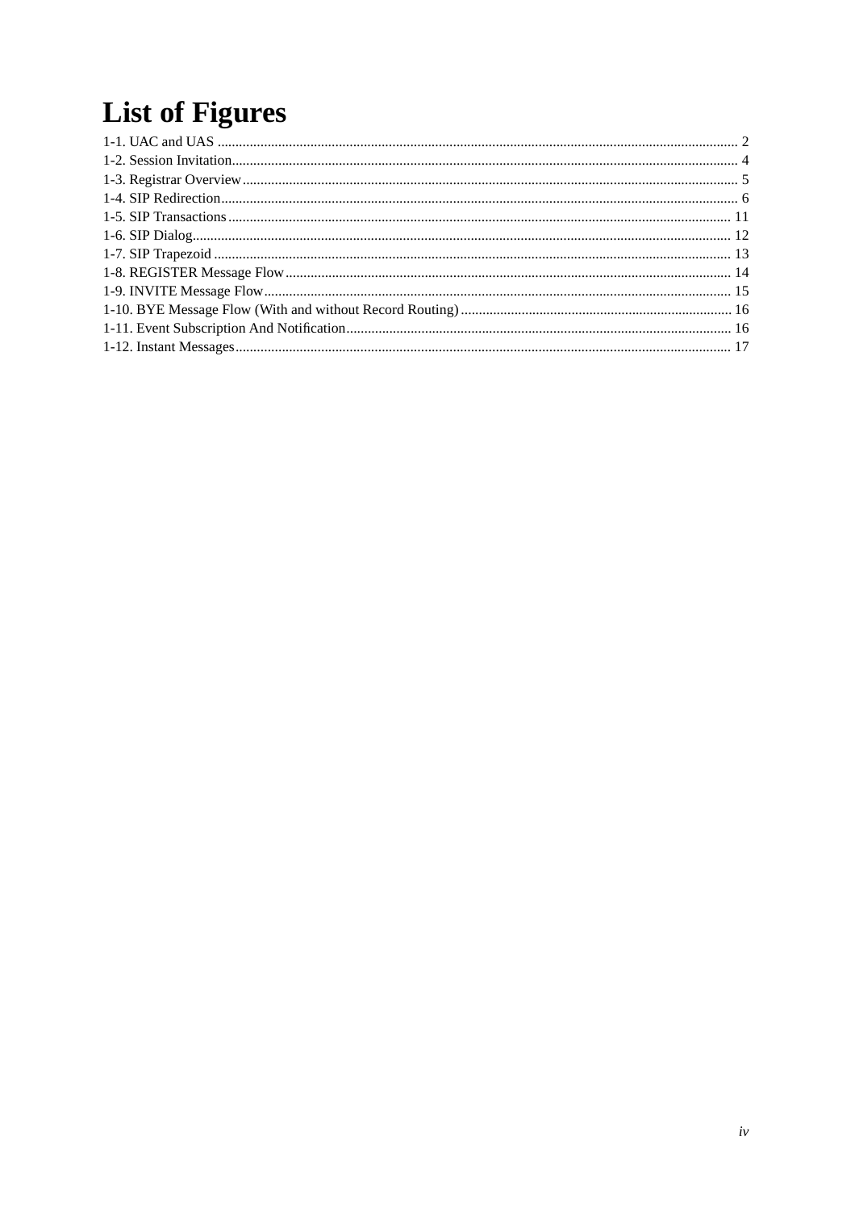# List of Figures

1-1. UAC and UAS ........ 2
1-2. Session Invitation........ 4
1-3. Registrar Overview........ 5
1-4. SIP Redirection........ 6
1-5. SIP Transactions........ 11
1-6. SIP Dialog........ 12
1-7. SIP Trapezoid ........ 13
1-8. REGISTER Message Flow........ 14
1-9. INVITE Message Flow........ 15
1-10. BYE Message Flow (With and without Record Routing)........ 16
1-11. Event Subscription And Notification........ 16
1-12. Instant Messages........ 17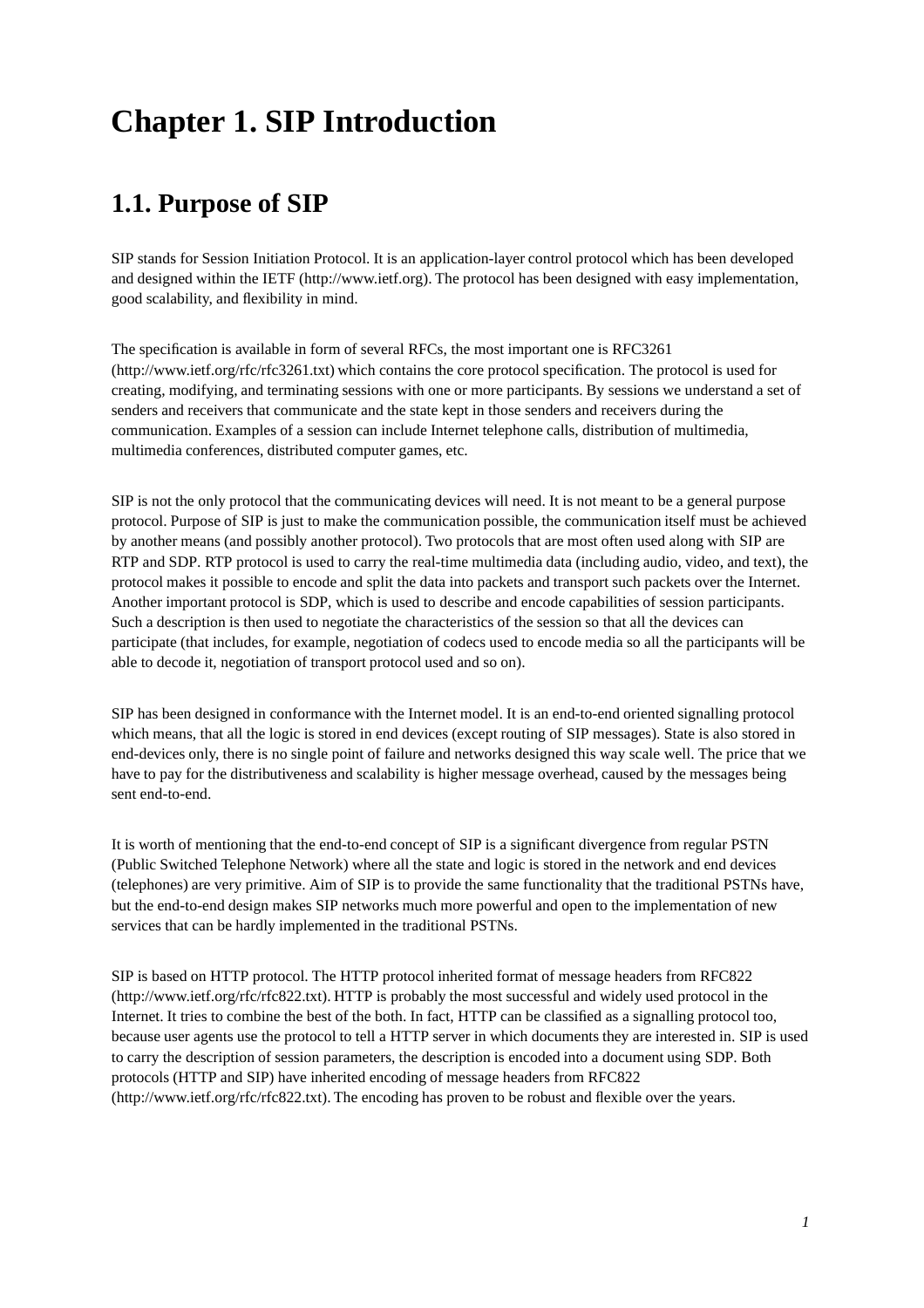# Chapter 1. SIP Introduction

## 1.1. Purpose of SIP

SIP stands for Session Initiation Protocol. It is an application-layer control protocol which has been developed and designed within the IETF (http://www.ietf.org). The protocol has been designed with easy implementation, good scalability, and flexibility in mind.

The specification is available in form of several RFCs, the most important one is RFC3261 (http://www.ietf.org/rfc/rfc3261.txt) which contains the core protocol specification. The protocol is used for creating, modifying, and terminating sessions with one or more participants. By sessions we understand a set of senders and receivers that communicate and the state kept in those senders and receivers during the communication. Examples of a session can include Internet telephone calls, distribution of multimedia, multimedia conferences, distributed computer games, etc.

SIP is not the only protocol that the communicating devices will need. It is not meant to be a general purpose protocol. Purpose of SIP is just to make the communication possible, the communication itself must be achieved by another means (and possibly another protocol). Two protocols that are most often used along with SIP are RTP and SDP. RTP protocol is used to carry the real-time multimedia data (including audio, video, and text), the protocol makes it possible to encode and split the data into packets and transport such packets over the Internet. Another important protocol is SDP, which is used to describe and encode capabilities of session participants. Such a description is then used to negotiate the characteristics of the session so that all the devices can participate (that includes, for example, negotiation of codecs used to encode media so all the participants will be able to decode it, negotiation of transport protocol used and so on).

SIP has been designed in conformance with the Internet model. It is an end-to-end oriented signalling protocol which means, that all the logic is stored in end devices (except routing of SIP messages). State is also stored in end-devices only, there is no single point of failure and networks designed this way scale well. The price that we have to pay for the distributiveness and scalability is higher message overhead, caused by the messages being sent end-to-end.

It is worth of mentioning that the end-to-end concept of SIP is a significant divergence from regular PSTN (Public Switched Telephone Network) where all the state and logic is stored in the network and end devices (telephones) are very primitive. Aim of SIP is to provide the same functionality that the traditional PSTNs have, but the end-to-end design makes SIP networks much more powerful and open to the implementation of new services that can be hardly implemented in the traditional PSTNs.

SIP is based on HTTP protocol. The HTTP protocol inherited format of message headers from RFC822 (http://www.ietf.org/rfc/rfc822.txt). HTTP is probably the most successful and widely used protocol in the Internet. It tries to combine the best of the both. In fact, HTTP can be classified as a signalling protocol too, because user agents use the protocol to tell a HTTP server in which documents they are interested in. SIP is used to carry the description of session parameters, the description is encoded into a document using SDP. Both protocols (HTTP and SIP) have inherited encoding of message headers from RFC822 (http://www.ietf.org/rfc/rfc822.txt). The encoding has proven to be robust and flexible over the years.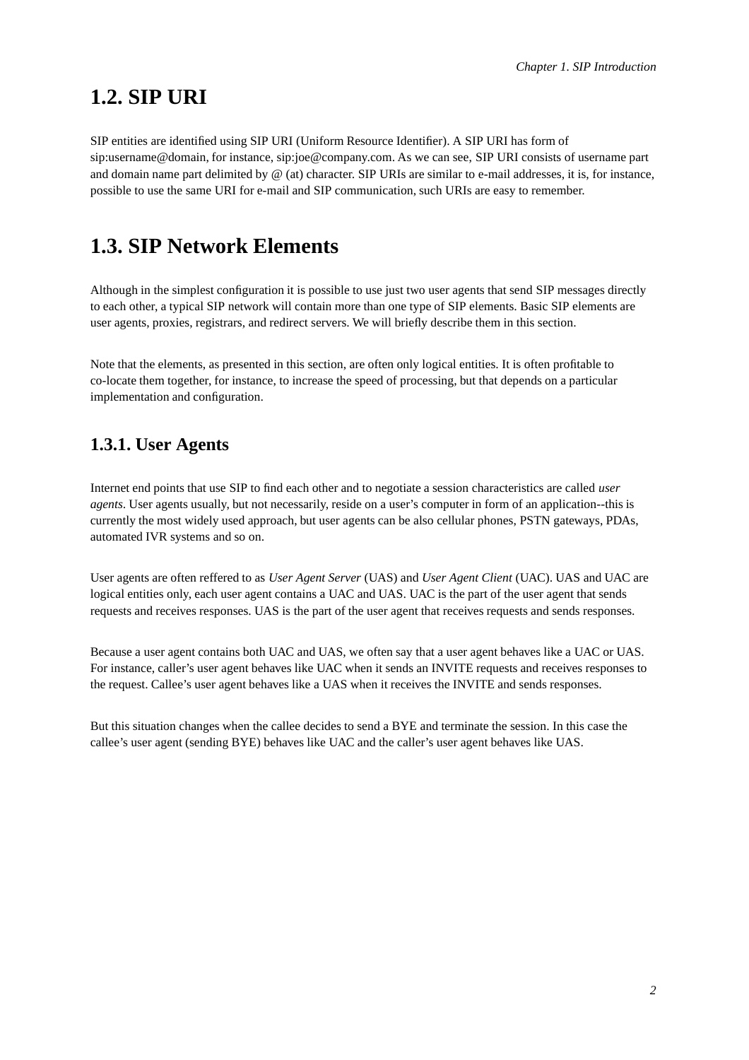## 1.2. SIP URI

SIP entities are identified using SIP URI (Uniform Resource Identifier). A SIP URI has form of sip:username@domain, for instance, sip:joe@company.com. As we can see, SIP URI consists of username part and domain name part delimited by @ (at) character. SIP URIs are similar to e-mail addresses, it is, for instance, possible to use the same URI for e-mail and SIP communication, such URIs are easy to remember.

## 1.3. SIP Network Elements

Although in the simplest configuration it is possible to use just two user agents that send SIP messages directly to each other, a typical SIP network will contain more than one type of SIP elements. Basic SIP elements are user agents, proxies, registrars, and redirect servers. We will briefly describe them in this section.

Note that the elements, as presented in this section, are often only logical entities. It is often profitable to co-locate them together, for instance, to increase the speed of processing, but that depends on a particular implementation and configuration.

### 1.3.1. User Agents

Internet end points that use SIP to find each other and to negotiate a session characteristics are called *user agents*. User agents usually, but not necessarily, reside on a user's computer in form of an application--this is currently the most widely used approach, but user agents can be also cellular phones, PSTN gateways, PDAs, automated IVR systems and so on.

User agents are often reffered to as *User Agent Server* (UAS) and *User Agent Client* (UAC). UAS and UAC are logical entities only, each user agent contains a UAC and UAS. UAC is the part of the user agent that sends requests and receives responses. UAS is the part of the user agent that receives requests and sends responses.

Because a user agent contains both UAC and UAS, we often say that a user agent behaves like a UAC or UAS. For instance, caller's user agent behaves like UAC when it sends an INVITE requests and receives responses to the request. Callee's user agent behaves like a UAS when it receives the INVITE and sends responses.

But this situation changes when the callee decides to send a BYE and terminate the session. In this case the callee's user agent (sending BYE) behaves like UAC and the caller's user agent behaves like UAS.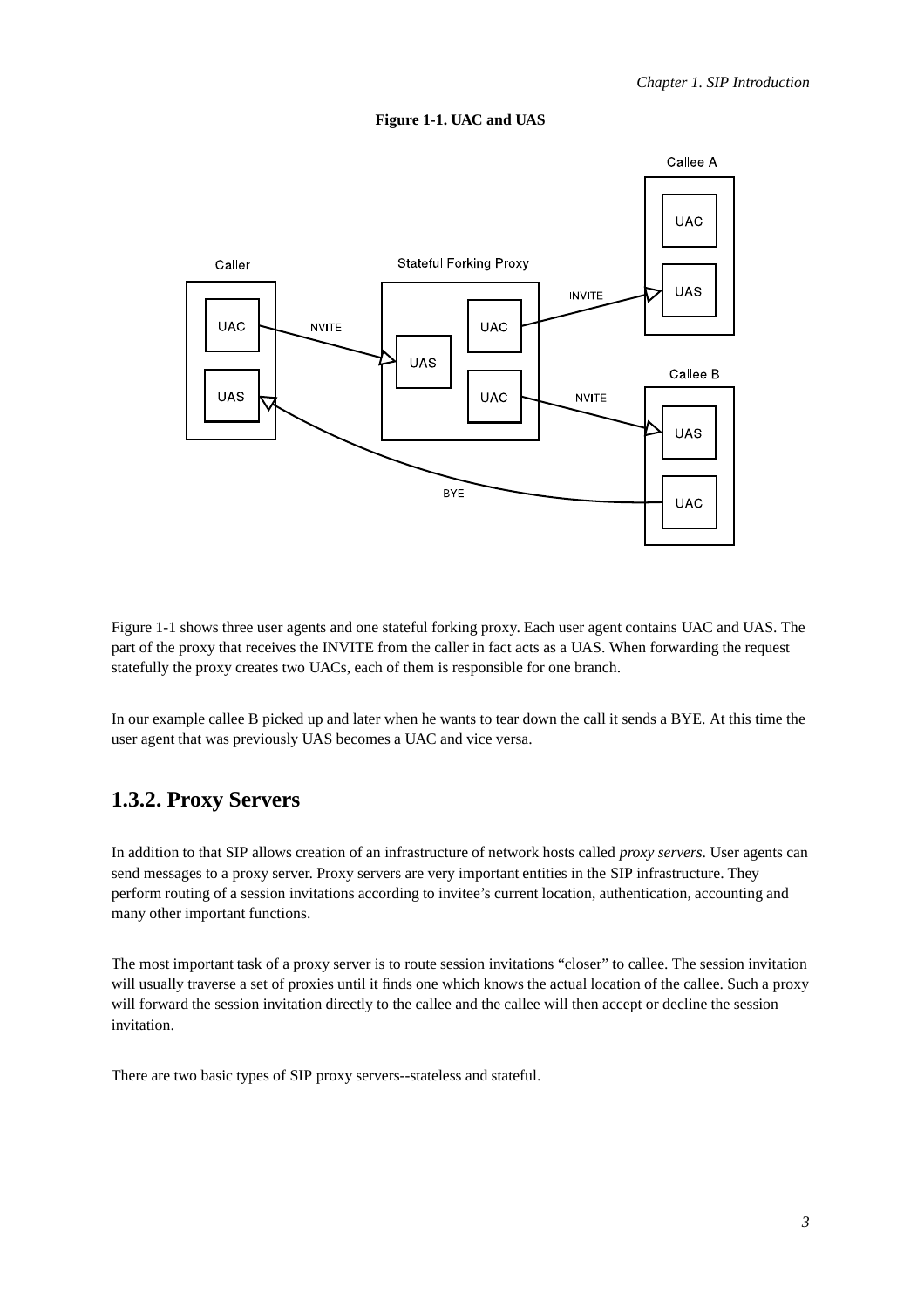**Figure 1-1. UAC and UAS**

Figure 1-1 shows three user agents and one stateful forking proxy. Each user agent contains UAC and UAS. The part of the proxy that receives the INVITE from the caller in fact acts as a UAS. When forwarding the request statefully the proxy creates two UACs, each of them is responsible for one branch.

In our example callee B picked up and later when he wants to tear down the call it sends a BYE. At this time the user agent that was previously UAS becomes a UAC and vice versa.

## 1.3.2. Proxy Servers

In addition to that SIP allows creation of an infrastructure of network hosts called *proxy servers*. User agents can send messages to a proxy server. Proxy servers are very important entities in the SIP infrastructure. They perform routing of a session invitations according to invitee's current location, authentication, accounting and many other important functions.

The most important task of a proxy server is to route session invitations "closer" to callee. The session invitation will usually traverse a set of proxies until it finds one which knows the actual location of the callee. Such a proxy will forward the session invitation directly to the callee and the callee will then accept or decline the session invitation.

There are two basic types of SIP proxy servers--stateless and stateful.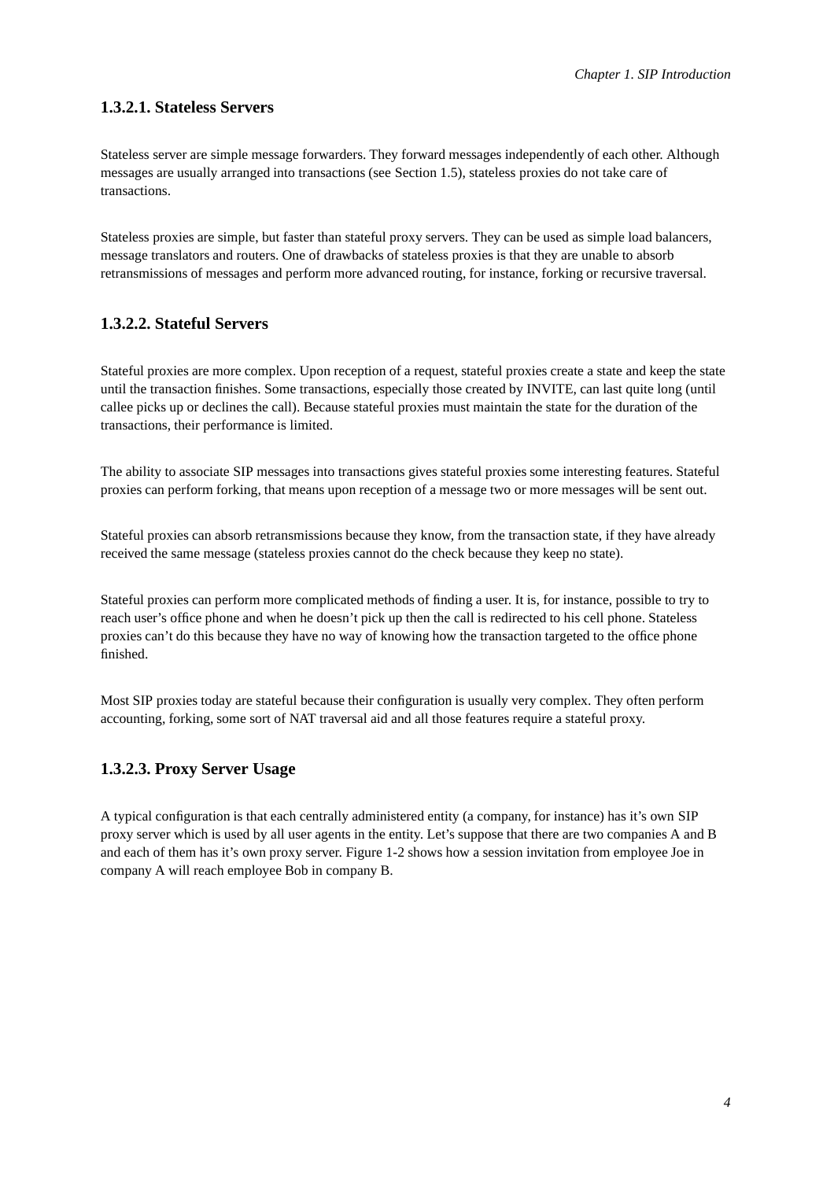#### 1.3.2.1. Stateless Servers

Stateless server are simple message forwarders. They forward messages independently of each other. Although messages are usually arranged into transactions (see Section 1.5), stateless proxies do not take care of transactions.

Stateless proxies are simple, but faster than stateful proxy servers. They can be used as simple load balancers, message translators and routers. One of drawbacks of stateless proxies is that they are unable to absorb retransmissions of messages and perform more advanced routing, for instance, forking or recursive traversal.

#### 1.3.2.2. Stateful Servers

Stateful proxies are more complex. Upon reception of a request, stateful proxies create a state and keep the state until the transaction finishes. Some transactions, especially those created by INVITE, can last quite long (until callee picks up or declines the call). Because stateful proxies must maintain the state for the duration of the transactions, their performance is limited.

The ability to associate SIP messages into transactions gives stateful proxies some interesting features. Stateful proxies can perform forking, that means upon reception of a message two or more messages will be sent out.

Stateful proxies can absorb retransmissions because they know, from the transaction state, if they have already received the same message (stateless proxies cannot do the check because they keep no state).

Stateful proxies can perform more complicated methods of finding a user. It is, for instance, possible to try to reach user's office phone and when he doesn't pick up then the call is redirected to his cell phone. Stateless proxies can't do this because they have no way of knowing how the transaction targeted to the office phone finished.

Most SIP proxies today are stateful because their configuration is usually very complex. They often perform accounting, forking, some sort of NAT traversal aid and all those features require a stateful proxy.

#### 1.3.2.3. Proxy Server Usage

A typical configuration is that each centrally administered entity (a company, for instance) has it's own SIP proxy server which is used by all user agents in the entity. Let's suppose that there are two companies A and B and each of them has it's own proxy server. Figure 1-2 shows how a session invitation from employee Joe in company A will reach employee Bob in company B.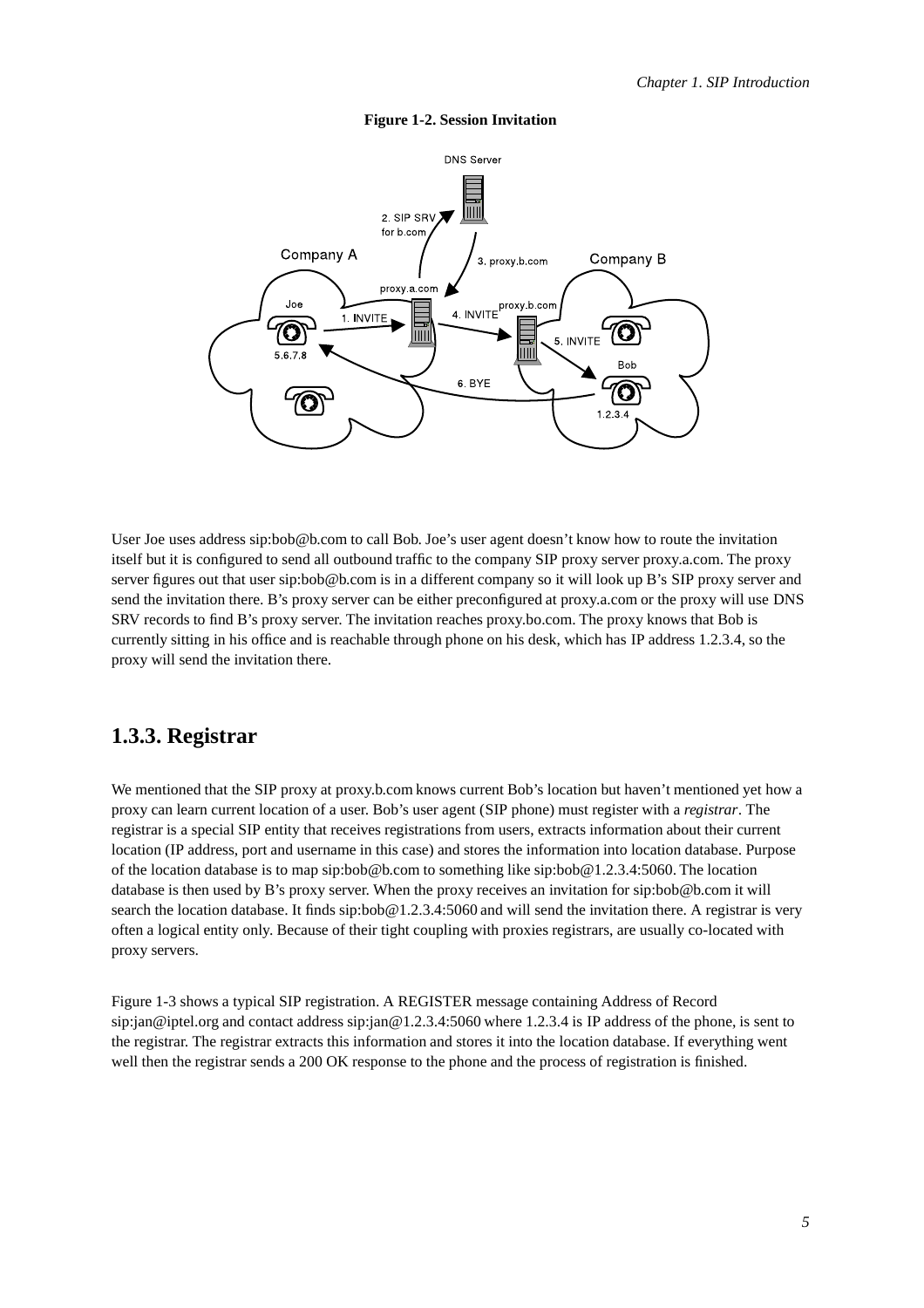**Figure 1-2. Session Invitation**

User Joe uses address sip:bob@b.com to call Bob. Joe's user agent doesn't know how to route the invitation itself but it is configured to send all outbound traffic to the company SIP proxy server proxy.a.com. The proxy server figures out that user sip:bob@b.com is in a different company so it will look up B's SIP proxy server and send the invitation there. B's proxy server can be either preconfigured at proxy.a.com or the proxy will use DNS SRV records to find B's proxy server. The invitation reaches proxy.bo.com. The proxy knows that Bob is currently sitting in his office and is reachable through phone on his desk, which has IP address 1.2.3.4, so the proxy will send the invitation there.

## 1.3.3. Registrar

We mentioned that the SIP proxy at proxy.b.com knows current Bob's location but haven't mentioned yet how a proxy can learn current location of a user. Bob's user agent (SIP phone) must register with a *registrar*. The registrar is a special SIP entity that receives registrations from users, extracts information about their current location (IP address, port and username in this case) and stores the information into location database. Purpose of the location database is to map sip:bob@b.com to something like sip:bob@1.2.3.4:5060. The location database is then used by B's proxy server. When the proxy receives an invitation for sip:bob@b.com it will search the location database. It finds sip:bob@1.2.3.4:5060 and will send the invitation there. A registrar is very often a logical entity only. Because of their tight coupling with proxies registrars, are usually co-located with proxy servers.

Figure 1-3 shows a typical SIP registration. A REGISTER message containing Address of Record sip:jan@iptel.org and contact address sip:jan@1.2.3.4:5060 where 1.2.3.4 is IP address of the phone, is sent to the registrar. The registrar extracts this information and stores it into the location database. If everything went well then the registrar sends a 200 OK response to the phone and the process of registration is finished.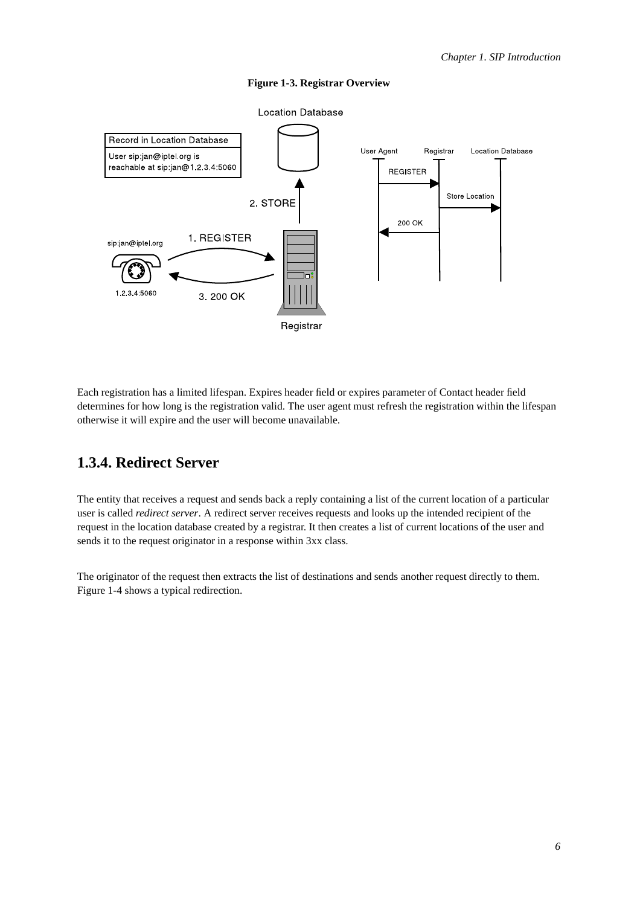**Figure 1-3. Registrar Overview**

Each registration has a limited lifespan. Expires header field or expires parameter of Contact header field determines for how long is the registration valid. The user agent must refresh the registration within the lifespan otherwise it will expire and the user will become unavailable.

## 1.3.4. Redirect Server

The entity that receives a request and sends back a reply containing a list of the current location of a particular user is called *redirect server*. A redirect server receives requests and looks up the intended recipient of the request in the location database created by a registrar. It then creates a list of current locations of the user and sends it to the request originator in a response within 3xx class.

The originator of the request then extracts the list of destinations and sends another request directly to them. Figure 1-4 shows a typical redirection.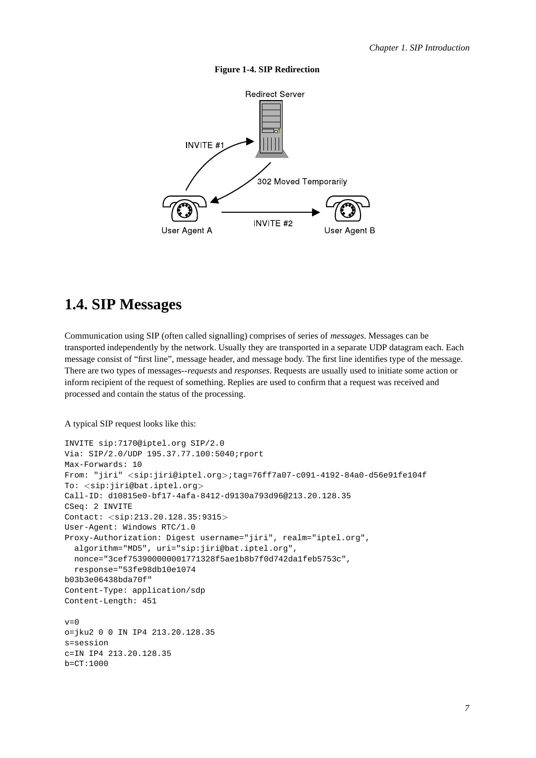**Figure 1-4. SIP Redirection**

## 1.4. SIP Messages

Communication using SIP (often called signalling) comprises of series of *messages*. Messages can be transported independently by the network. Usually they are transported in a separate UDP datagram each. Each message consist of "first line", message header, and message body. The first line identifies type of the message. There are two types of messages--*requests* and *responses*. Requests are usually used to initiate some action or inform recipient of the request of something. Replies are used to confirm that a request was received and processed and contain the status of the processing.

A typical SIP request looks like this:

```
INVITE sip:7170@iptel.org SIP/2.0
Via: SIP/2.0/UDP 195.37.77.100:5040;rport
Max-Forwards: 10
From: "jiri" <sip:jiri@iptel.org>;tag=76ff7a07-c091-4192-84a0-d56e91fe104f
To: <sip:jiri@bat.iptel.org>
Call-ID: d10815e0-bf17-4afa-8412-d9130a793d96@213.20.128.35
CSeq: 2 INVITE
Contact: <sip:213.20.128.35:9315>
User-Agent: Windows RTC/1.0
Proxy-Authorization: Digest username="jiri", realm="iptel.org",
  algorithm="MD5", uri="sip:jiri@bat.iptel.org",
  nonce="3cef753900000001771328f5ae1b8b7f0d742da1feb5753c",
  response="53fe98db10e1074
b03b3e06438bda70f"
Content-Type: application/sdp
Content-Length: 451

v=0
o=jku2 0 0 IN IP4 213.20.128.35
s=session
c=IN IP4 213.20.128.35
b=CT:1000
```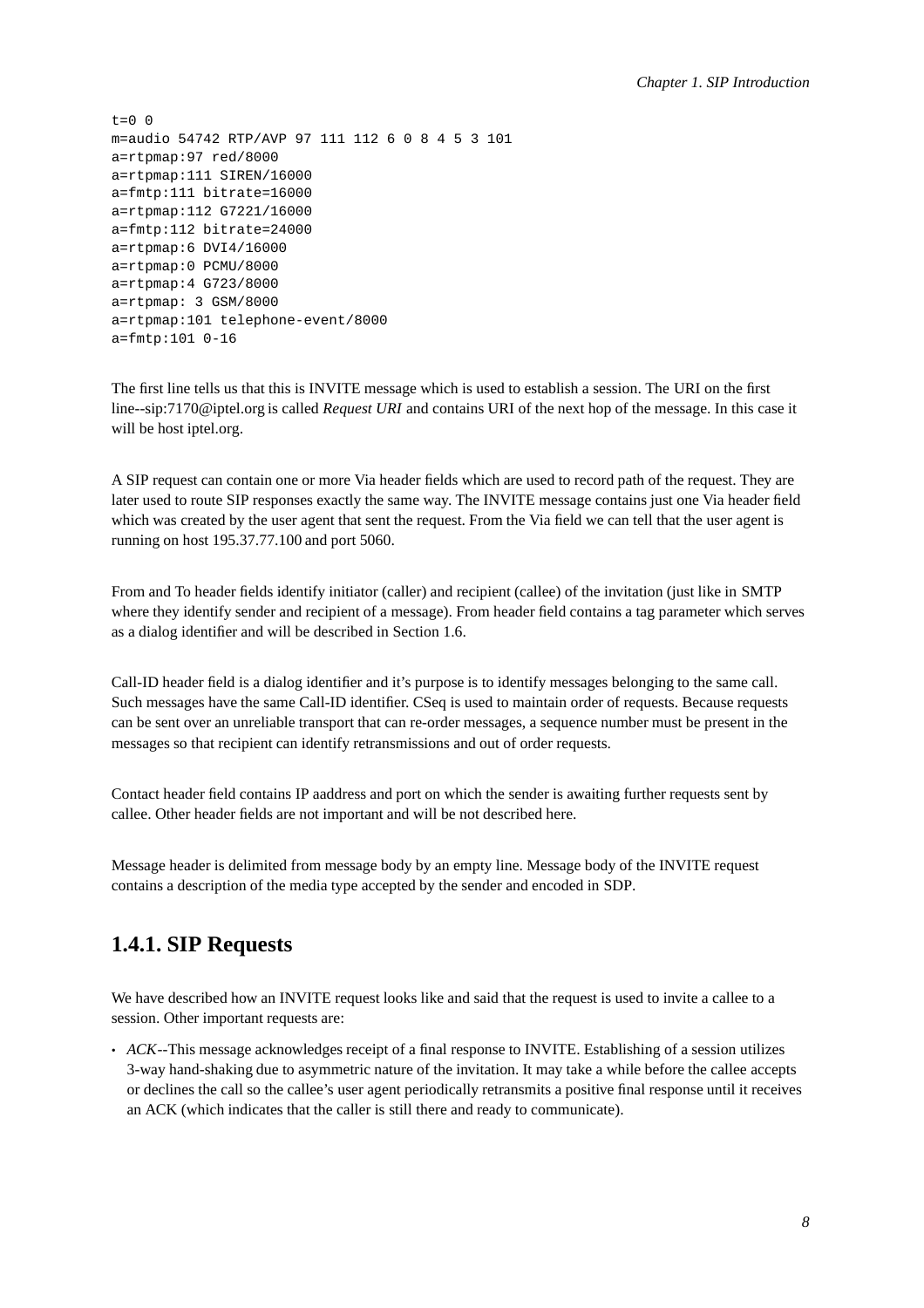```
t=0 0
m=audio 54742 RTP/AVP 97 111 112 6 0 8 4 5 3 101
a=rtpmap:97 red/8000
a=rtpmap:111 SIREN/16000
a=fmtp:111 bitrate=16000
a=rtpmap:112 G7221/16000
a=fmtp:112 bitrate=24000
a=rtpmap:6 DVI4/16000
a=rtpmap:0 PCMU/8000
a=rtpmap:4 G723/8000
a=rtpmap: 3 GSM/8000
a=rtpmap:101 telephone-event/8000
a=fmtp:101 0-16
```

The first line tells us that this is INVITE message which is used to establish a session. The URI on the first line--sip:7170@iptel.org is called *Request URI* and contains URI of the next hop of the message. In this case it will be host iptel.org.

A SIP request can contain one or more Via header fields which are used to record path of the request. They are later used to route SIP responses exactly the same way. The INVITE message contains just one Via header field which was created by the user agent that sent the request. From the Via field we can tell that the user agent is running on host 195.37.77.100 and port 5060.

From and To header fields identify initiator (caller) and recipient (callee) of the invitation (just like in SMTP where they identify sender and recipient of a message). From header field contains a tag parameter which serves as a dialog identifier and will be described in Section 1.6.

Call-ID header field is a dialog identifier and it's purpose is to identify messages belonging to the same call. Such messages have the same Call-ID identifier. CSeq is used to maintain order of requests. Because requests can be sent over an unreliable transport that can re-order messages, a sequence number must be present in the messages so that recipient can identify retransmissions and out of order requests.

Contact header field contains IP aaddress and port on which the sender is awaiting further requests sent by callee. Other header fields are not important and will be not described here.

Message header is delimited from message body by an empty line. Message body of the INVITE request contains a description of the media type accepted by the sender and encoded in SDP.

### 1.4.1. SIP Requests

We have described how an INVITE request looks like and said that the request is used to invite a callee to a session. Other important requests are:

- *ACK*--This message acknowledges receipt of a final response to INVITE. Establishing of a session utilizes 3-way hand-shaking due to asymmetric nature of the invitation. It may take a while before the callee accepts or declines the call so the callee's user agent periodically retransmits a positive final response until it receives an ACK (which indicates that the caller is still there and ready to communicate).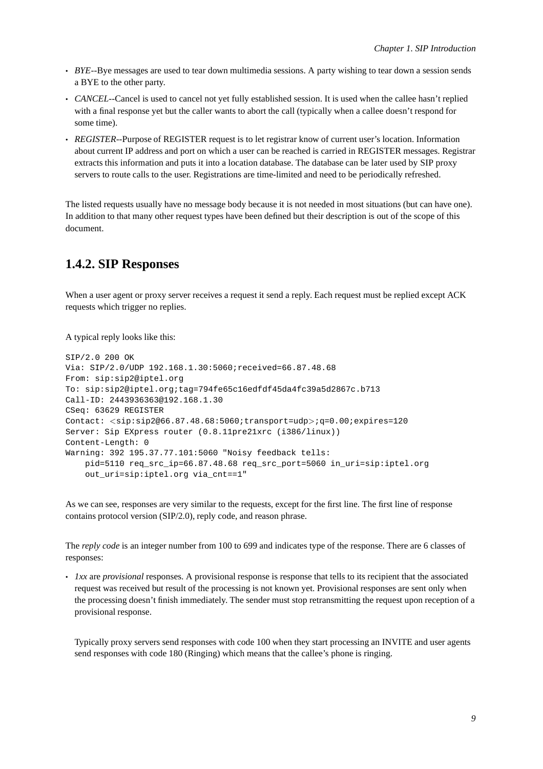- *BYE*--Bye messages are used to tear down multimedia sessions. A party wishing to tear down a session sends a BYE to the other party.
- *CANCEL*--Cancel is used to cancel not yet fully established session. It is used when the callee hasn't replied with a final response yet but the caller wants to abort the call (typically when a callee doesn't respond for some time).
- *REGISTER*--Purpose of REGISTER request is to let registrar know of current user's location. Information about current IP address and port on which a user can be reached is carried in REGISTER messages. Registrar extracts this information and puts it into a location database. The database can be later used by SIP proxy servers to route calls to the user. Registrations are time-limited and need to be periodically refreshed.

The listed requests usually have no message body because it is not needed in most situations (but can have one). In addition to that many other request types have been defined but their description is out of the scope of this document.

## 1.4.2. SIP Responses

When a user agent or proxy server receives a request it send a reply. Each request must be replied except ACK requests which trigger no replies.

A typical reply looks like this:

```
SIP/2.0 200 OK
Via: SIP/2.0/UDP 192.168.1.30:5060;received=66.87.48.68
From: sip:sip2@iptel.org
To: sip:sip2@iptel.org;tag=794fe65c16edfdf45da4fc39a5d2867c.b713
Call-ID: 2443936363@192.168.1.30
CSeq: 63629 REGISTER
Contact: <sip:sip2@66.87.48.68:5060;transport=udp>;q=0.00;expires=120
Server: Sip EXpress router (0.8.11pre21xrc (i386/linux))
Content-Length: 0
Warning: 392 195.37.77.101:5060 "Noisy feedback tells:
    pid=5110 req_src_ip=66.87.48.68 req_src_port=5060 in_uri=sip:iptel.org
    out_uri=sip:iptel.org via_cnt==1"
```

As we can see, responses are very similar to the requests, except for the first line. The first line of response contains protocol version (SIP/2.0), reply code, and reason phrase.

The *reply code* is an integer number from 100 to 699 and indicates type of the response. There are 6 classes of responses:

- *1xx* are *provisional* responses. A provisional response is response that tells to its recipient that the associated request was received but result of the processing is not known yet. Provisional responses are sent only when the processing doesn't finish immediately. The sender must stop retransmitting the request upon reception of a provisional response.

  Typically proxy servers send responses with code 100 when they start processing an INVITE and user agents send responses with code 180 (Ringing) which means that the callee's phone is ringing.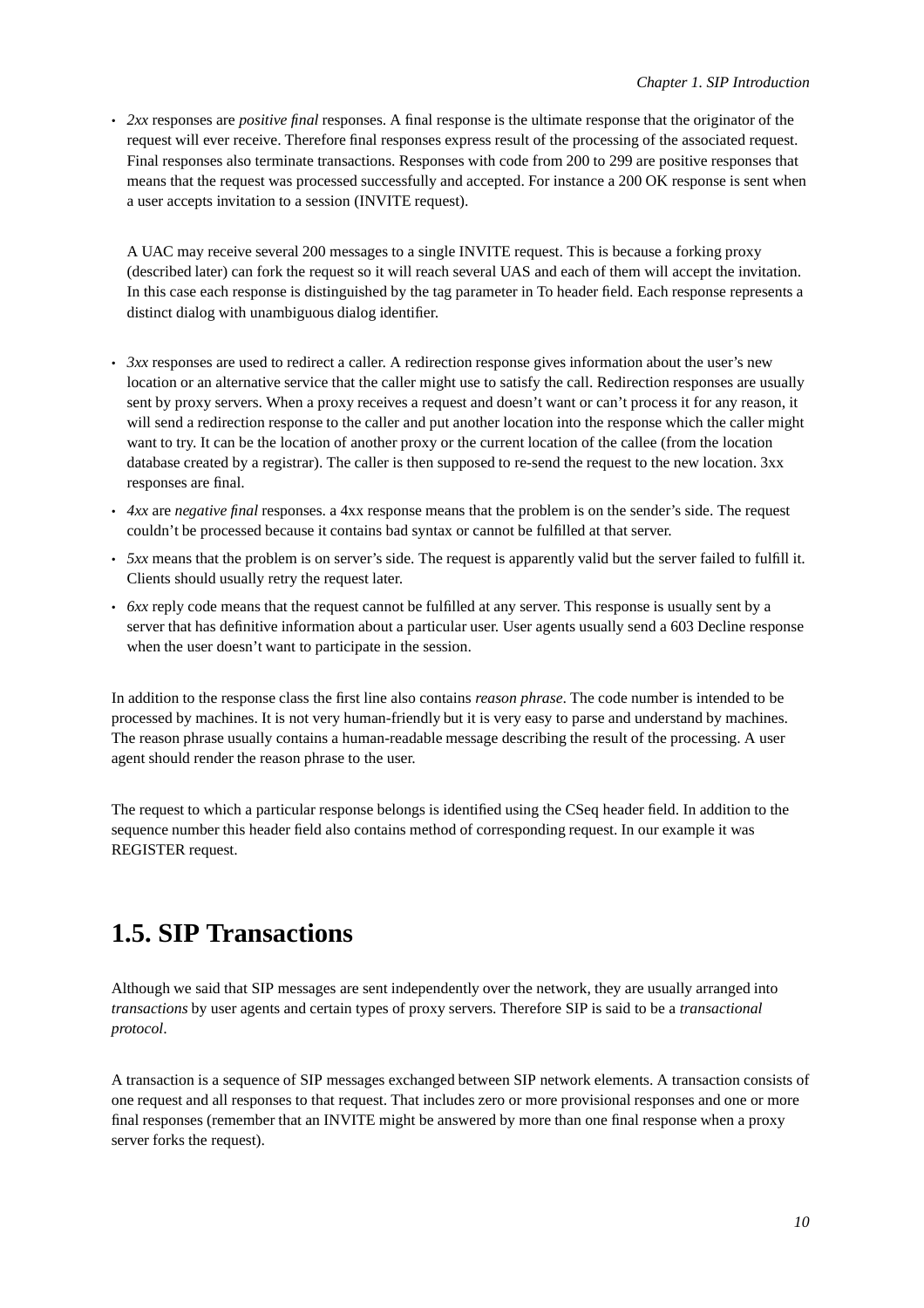- *2xx* responses are *positive final* responses. A final response is the ultimate response that the originator of the request will ever receive. Therefore final responses express result of the processing of the associated request. Final responses also terminate transactions. Responses with code from 200 to 299 are positive responses that means that the request was processed successfully and accepted. For instance a 200 OK response is sent when a user accepts invitation to a session (INVITE request).

  A UAC may receive several 200 messages to a single INVITE request. This is because a forking proxy (described later) can fork the request so it will reach several UAS and each of them will accept the invitation. In this case each response is distinguished by the tag parameter in To header field. Each response represents a distinct dialog with unambiguous dialog identifier.

- *3xx* responses are used to redirect a caller. A redirection response gives information about the user's new location or an alternative service that the caller might use to satisfy the call. Redirection responses are usually sent by proxy servers. When a proxy receives a request and doesn't want or can't process it for any reason, it will send a redirection response to the caller and put another location into the response which the caller might want to try. It can be the location of another proxy or the current location of the callee (from the location database created by a registrar). The caller is then supposed to re-send the request to the new location. 3xx responses are final.
- *4xx* are *negative final* responses. a 4xx response means that the problem is on the sender's side. The request couldn't be processed because it contains bad syntax or cannot be fulfilled at that server.
- *5xx* means that the problem is on server's side. The request is apparently valid but the server failed to fulfill it. Clients should usually retry the request later.
- *6xx* reply code means that the request cannot be fulfilled at any server. This response is usually sent by a server that has definitive information about a particular user. User agents usually send a 603 Decline response when the user doesn't want to participate in the session.

In addition to the response class the first line also contains *reason phrase*. The code number is intended to be processed by machines. It is not very human-friendly but it is very easy to parse and understand by machines. The reason phrase usually contains a human-readable message describing the result of the processing. A user agent should render the reason phrase to the user.

The request to which a particular response belongs is identified using the CSeq header field. In addition to the sequence number this header field also contains method of corresponding request. In our example it was REGISTER request.

## 1.5. SIP Transactions

Although we said that SIP messages are sent independently over the network, they are usually arranged into *transactions* by user agents and certain types of proxy servers. Therefore SIP is said to be a *transactional protocol*.

A transaction is a sequence of SIP messages exchanged between SIP network elements. A transaction consists of one request and all responses to that request. That includes zero or more provisional responses and one or more final responses (remember that an INVITE might be answered by more than one final response when a proxy server forks the request).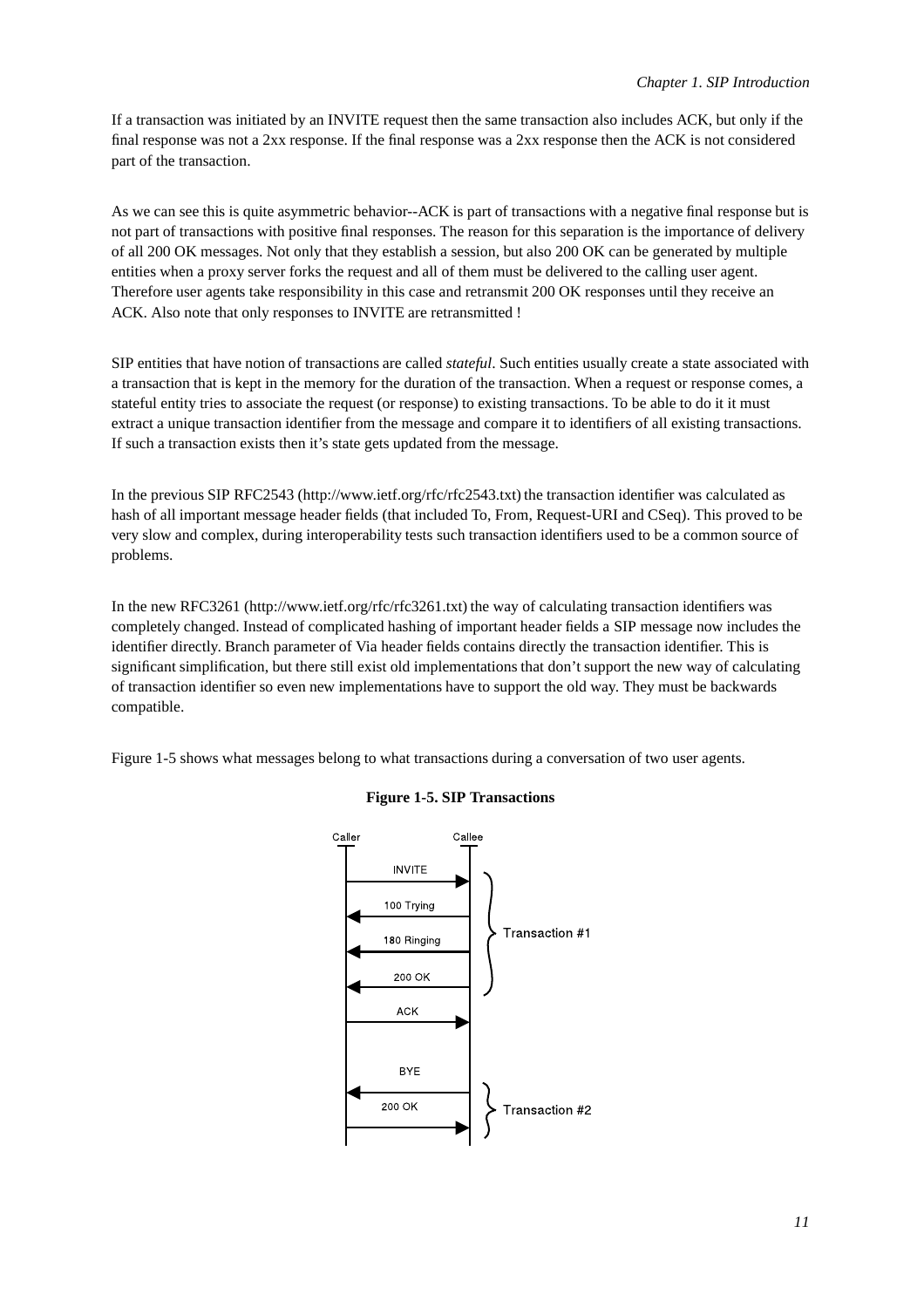If a transaction was initiated by an INVITE request then the same transaction also includes ACK, but only if the final response was not a 2xx response. If the final response was a 2xx response then the ACK is not considered part of the transaction.

As we can see this is quite asymmetric behavior--ACK is part of transactions with a negative final response but is not part of transactions with positive final responses. The reason for this separation is the importance of delivery of all 200 OK messages. Not only that they establish a session, but also 200 OK can be generated by multiple entities when a proxy server forks the request and all of them must be delivered to the calling user agent. Therefore user agents take responsibility in this case and retransmit 200 OK responses until they receive an ACK. Also note that only responses to INVITE are retransmitted !

SIP entities that have notion of transactions are called *stateful*. Such entities usually create a state associated with a transaction that is kept in the memory for the duration of the transaction. When a request or response comes, a stateful entity tries to associate the request (or response) to existing transactions. To be able to do it it must extract a unique transaction identifier from the message and compare it to identifiers of all existing transactions. If such a transaction exists then it's state gets updated from the message.

In the previous SIP RFC2543 (http://www.ietf.org/rfc/rfc2543.txt) the transaction identifier was calculated as hash of all important message header fields (that included To, From, Request-URI and CSeq). This proved to be very slow and complex, during interoperability tests such transaction identifiers used to be a common source of problems.

In the new RFC3261 (http://www.ietf.org/rfc/rfc3261.txt) the way of calculating transaction identifiers was completely changed. Instead of complicated hashing of important header fields a SIP message now includes the identifier directly. Branch parameter of Via header fields contains directly the transaction identifier. This is significant simplification, but there still exist old implementations that don't support the new way of calculating of transaction identifier so even new implementations have to support the old way. They must be backwards compatible.

Figure 1-5 shows what messages belong to what transactions during a conversation of two user agents.

**Figure 1-5. SIP Transactions**

Caller Callee INVITE 100 Trying 180 Ringing 200 OK Transaction #1 ACK BYE 200 OK Transaction #2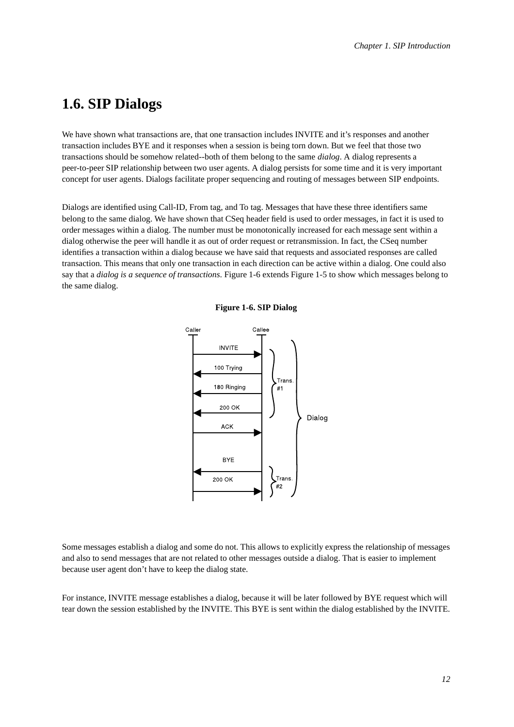## 1.6. SIP Dialogs

We have shown what transactions are, that one transaction includes INVITE and it's responses and another transaction includes BYE and it responses when a session is being torn down. But we feel that those two transactions should be somehow related--both of them belong to the same *dialog*. A dialog represents a peer-to-peer SIP relationship between two user agents. A dialog persists for some time and it is very important concept for user agents. Dialogs facilitate proper sequencing and routing of messages between SIP endpoints.

Dialogs are identified using Call-ID, From tag, and To tag. Messages that have these three identifiers same belong to the same dialog. We have shown that CSeq header field is used to order messages, in fact it is used to order messages within a dialog. The number must be monotonically increased for each message sent within a dialog otherwise the peer will handle it as out of order request or retransmission. In fact, the CSeq number identifies a transaction within a dialog because we have said that requests and associated responses are called transaction. This means that only one transaction in each direction can be active within a dialog. One could also say that a *dialog is a sequence of transactions*. Figure 1-6 extends Figure 1-5 to show which messages belong to the same dialog.

**Figure 1-6. SIP Dialog**

Some messages establish a dialog and some do not. This allows to explicitly express the relationship of messages and also to send messages that are not related to other messages outside a dialog. That is easier to implement because user agent don't have to keep the dialog state.

For instance, INVITE message establishes a dialog, because it will be later followed by BYE request which will tear down the session established by the INVITE. This BYE is sent within the dialog established by the INVITE.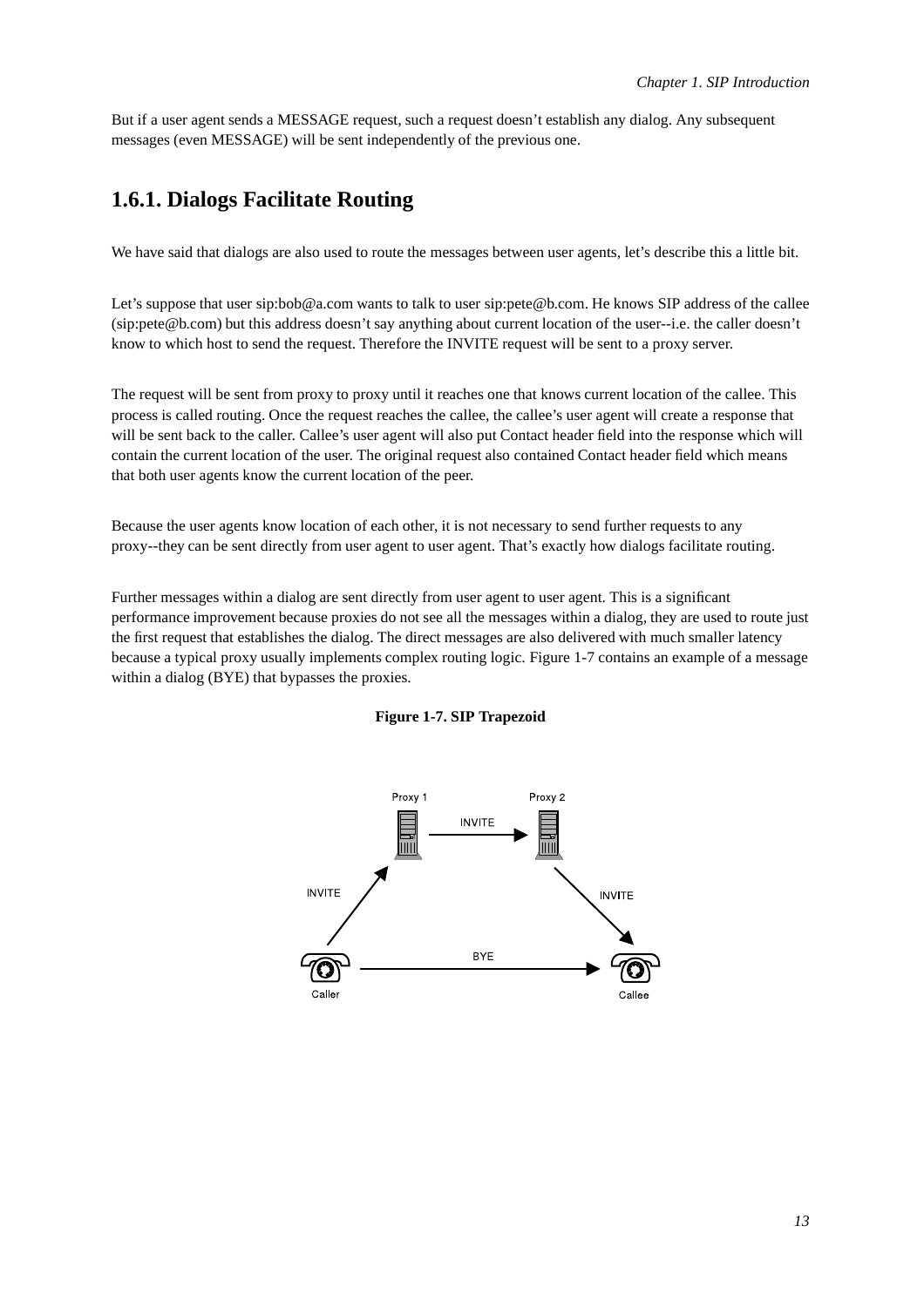But if a user agent sends a MESSAGE request, such a request doesn't establish any dialog. Any subsequent messages (even MESSAGE) will be sent independently of the previous one.

### 1.6.1. Dialogs Facilitate Routing

We have said that dialogs are also used to route the messages between user agents, let's describe this a little bit.

Let's suppose that user sip:bob@a.com wants to talk to user sip:pete@b.com. He knows SIP address of the callee (sip:pete@b.com) but this address doesn't say anything about current location of the user--i.e. the caller doesn't know to which host to send the request. Therefore the INVITE request will be sent to a proxy server.

The request will be sent from proxy to proxy until it reaches one that knows current location of the callee. This process is called routing. Once the request reaches the callee, the callee's user agent will create a response that will be sent back to the caller. Callee's user agent will also put Contact header field into the response which will contain the current location of the user. The original request also contained Contact header field which means that both user agents know the current location of the peer.

Because the user agents know location of each other, it is not necessary to send further requests to any proxy--they can be sent directly from user agent to user agent. That's exactly how dialogs facilitate routing.

Further messages within a dialog are sent directly from user agent to user agent. This is a significant performance improvement because proxies do not see all the messages within a dialog, they are used to route just the first request that establishes the dialog. The direct messages are also delivered with much smaller latency because a typical proxy usually implements complex routing logic. Figure 1-7 contains an example of a message within a dialog (BYE) that bypasses the proxies.

**Figure 1-7. SIP Trapezoid**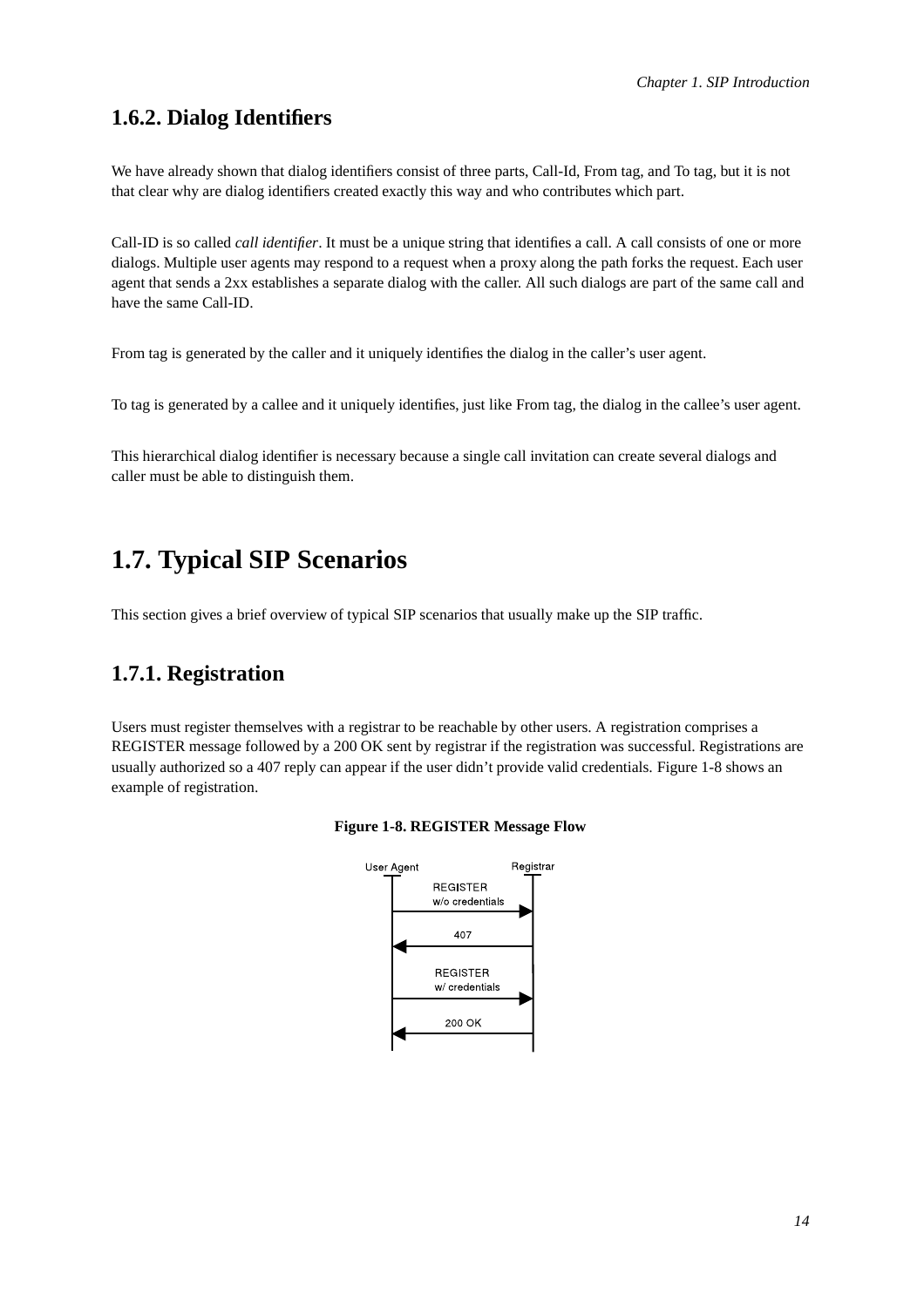### 1.6.2. Dialog Identifiers

We have already shown that dialog identifiers consist of three parts, Call-Id, From tag, and To tag, but it is not that clear why are dialog identifiers created exactly this way and who contributes which part.

Call-ID is so called *call identifier*. It must be a unique string that identifies a call. A call consists of one or more dialogs. Multiple user agents may respond to a request when a proxy along the path forks the request. Each user agent that sends a 2xx establishes a separate dialog with the caller. All such dialogs are part of the same call and have the same Call-ID.

From tag is generated by the caller and it uniquely identifies the dialog in the caller's user agent.

To tag is generated by a callee and it uniquely identifies, just like From tag, the dialog in the callee's user agent.

This hierarchical dialog identifier is necessary because a single call invitation can create several dialogs and caller must be able to distinguish them.

## 1.7. Typical SIP Scenarios

This section gives a brief overview of typical SIP scenarios that usually make up the SIP traffic.

### 1.7.1. Registration

Users must register themselves with a registrar to be reachable by other users. A registration comprises a REGISTER message followed by a 200 OK sent by registrar if the registration was successful. Registrations are usually authorized so a 407 reply can appear if the user didn't provide valid credentials. Figure 1-8 shows an example of registration.

**Figure 1-8. REGISTER Message Flow**

```
User Agent                 Registrar
    |      REGISTER            |
    |      w/o credentials     |
    |------------------------->|
    |          407             |
    |<-------------------------|
    |      REGISTER            |
    |      w/ credentials      |
    |------------------------->|
    |        200 OK            |
    |<-------------------------|
```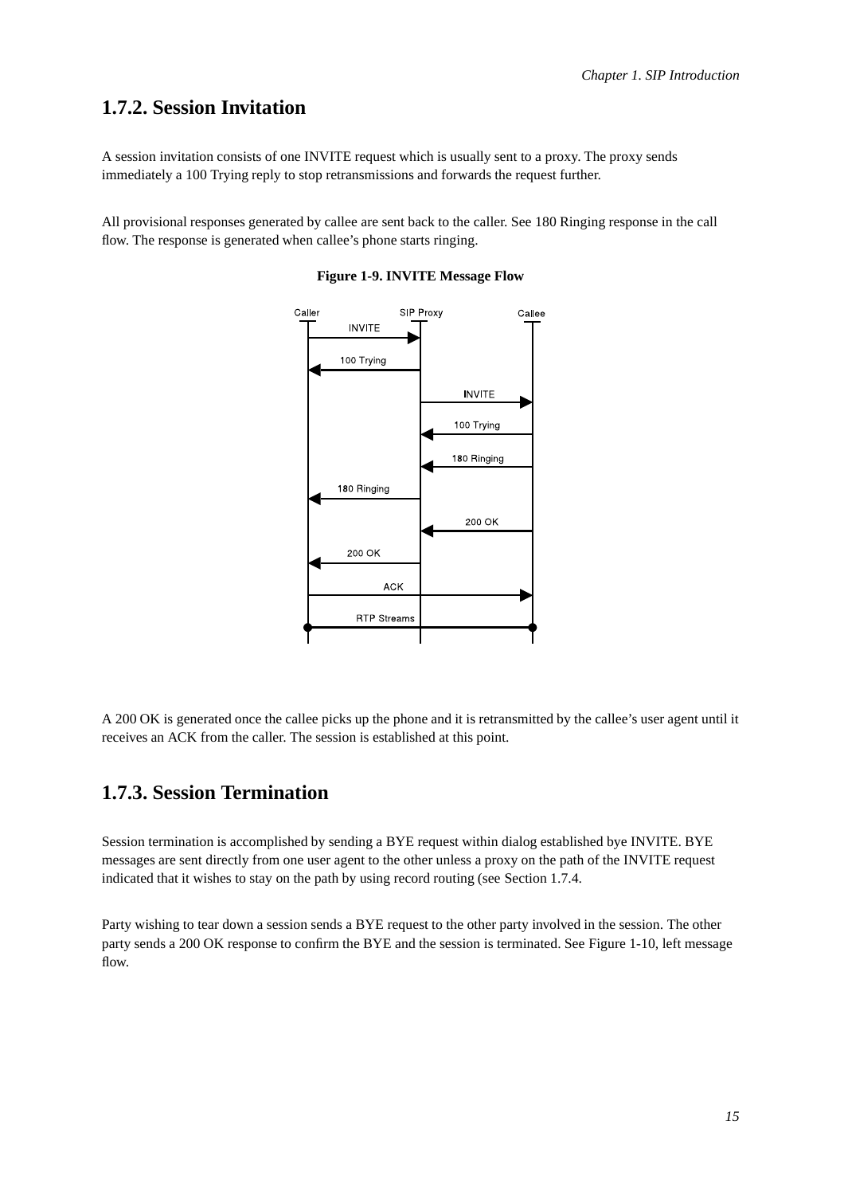## 1.7.2. Session Invitation

A session invitation consists of one INVITE request which is usually sent to a proxy. The proxy sends immediately a 100 Trying reply to stop retransmissions and forwards the request further.

All provisional responses generated by callee are sent back to the caller. See 180 Ringing response in the call flow. The response is generated when callee's phone starts ringing.

**Figure 1-9. INVITE Message Flow**

A 200 OK is generated once the callee picks up the phone and it is retransmitted by the callee's user agent until it receives an ACK from the caller. The session is established at this point.

## 1.7.3. Session Termination

Session termination is accomplished by sending a BYE request within dialog established bye INVITE. BYE messages are sent directly from one user agent to the other unless a proxy on the path of the INVITE request indicated that it wishes to stay on the path by using record routing (see Section 1.7.4.

Party wishing to tear down a session sends a BYE request to the other party involved in the session. The other party sends a 200 OK response to confirm the BYE and the session is terminated. See Figure 1-10, left message flow.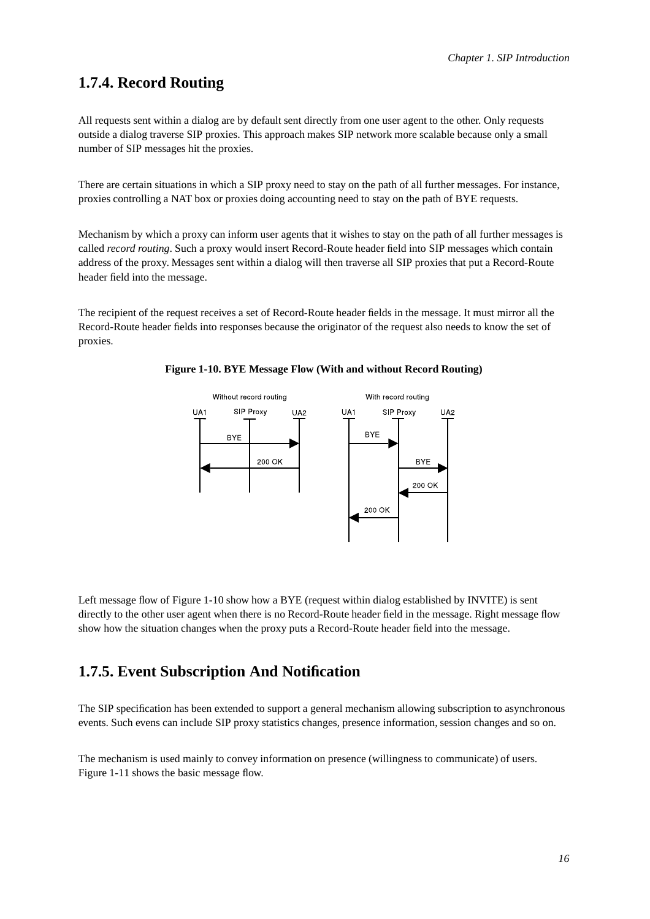## 1.7.4. Record Routing

All requests sent within a dialog are by default sent directly from one user agent to the other. Only requests outside a dialog traverse SIP proxies. This approach makes SIP network more scalable because only a small number of SIP messages hit the proxies.

There are certain situations in which a SIP proxy need to stay on the path of all further messages. For instance, proxies controlling a NAT box or proxies doing accounting need to stay on the path of BYE requests.

Mechanism by which a proxy can inform user agents that it wishes to stay on the path of all further messages is called *record routing*. Such a proxy would insert Record-Route header field into SIP messages which contain address of the proxy. Messages sent within a dialog will then traverse all SIP proxies that put a Record-Route header field into the message.

The recipient of the request receives a set of Record-Route header fields in the message. It must mirror all the Record-Route header fields into responses because the originator of the request also needs to know the set of proxies.

**Figure 1-10. BYE Message Flow (With and without Record Routing)**

Left message flow of Figure 1-10 show how a BYE (request within dialog established by INVITE) is sent directly to the other user agent when there is no Record-Route header field in the message. Right message flow show how the situation changes when the proxy puts a Record-Route header field into the message.

## 1.7.5. Event Subscription And Notification

The SIP specification has been extended to support a general mechanism allowing subscription to asynchronous events. Such evens can include SIP proxy statistics changes, presence information, session changes and so on.

The mechanism is used mainly to convey information on presence (willingness to communicate) of users. Figure 1-11 shows the basic message flow.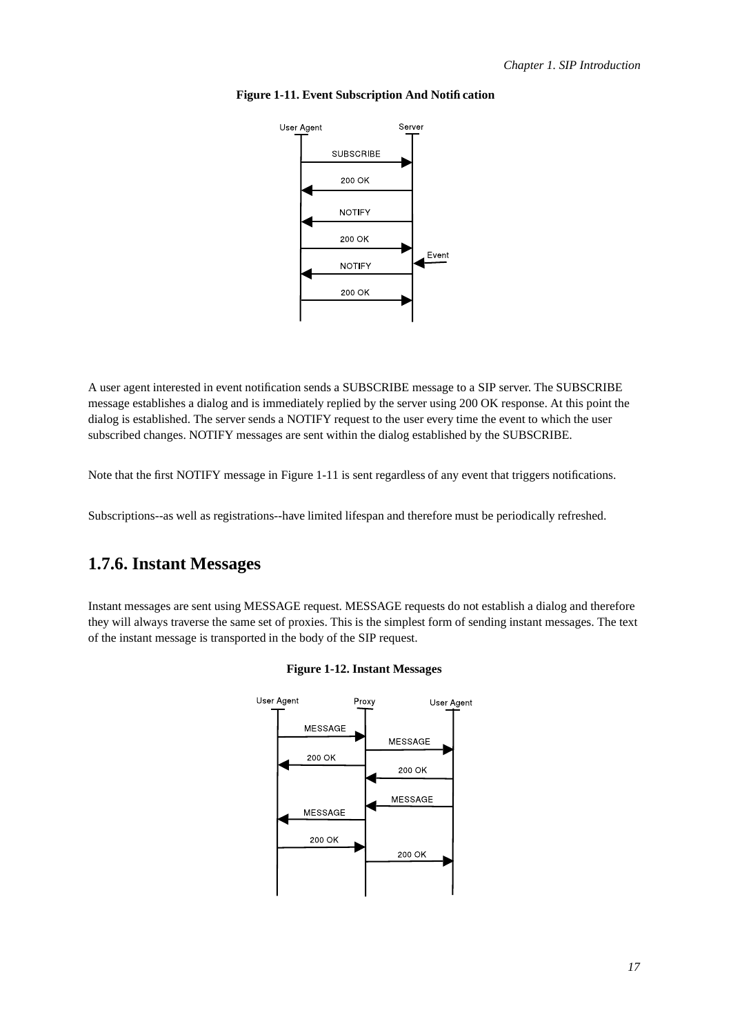**Figure 1-11. Event Subscription And Notification**

User Agent
Server
SUBSCRIBE
200 OK
NOTIFY
200 OK
Event
NOTIFY
200 OK

A user agent interested in event notification sends a SUBSCRIBE message to a SIP server. The SUBSCRIBE message establishes a dialog and is immediately replied by the server using 200 OK response. At this point the dialog is established. The server sends a NOTIFY request to the user every time the event to which the user subscribed changes. NOTIFY messages are sent within the dialog established by the SUBSCRIBE.

Note that the first NOTIFY message in Figure 1-11 is sent regardless of any event that triggers notifications.

Subscriptions--as well as registrations--have limited lifespan and therefore must be periodically refreshed.

## 1.7.6. Instant Messages

Instant messages are sent using MESSAGE request. MESSAGE requests do not establish a dialog and therefore they will always traverse the same set of proxies. This is the simplest form of sending instant messages. The text of the instant message is transported in the body of the SIP request.

**Figure 1-12. Instant Messages**

User Agent
Proxy
User Agent
MESSAGE
MESSAGE
200 OK
200 OK
MESSAGE
MESSAGE
200 OK
200 OK